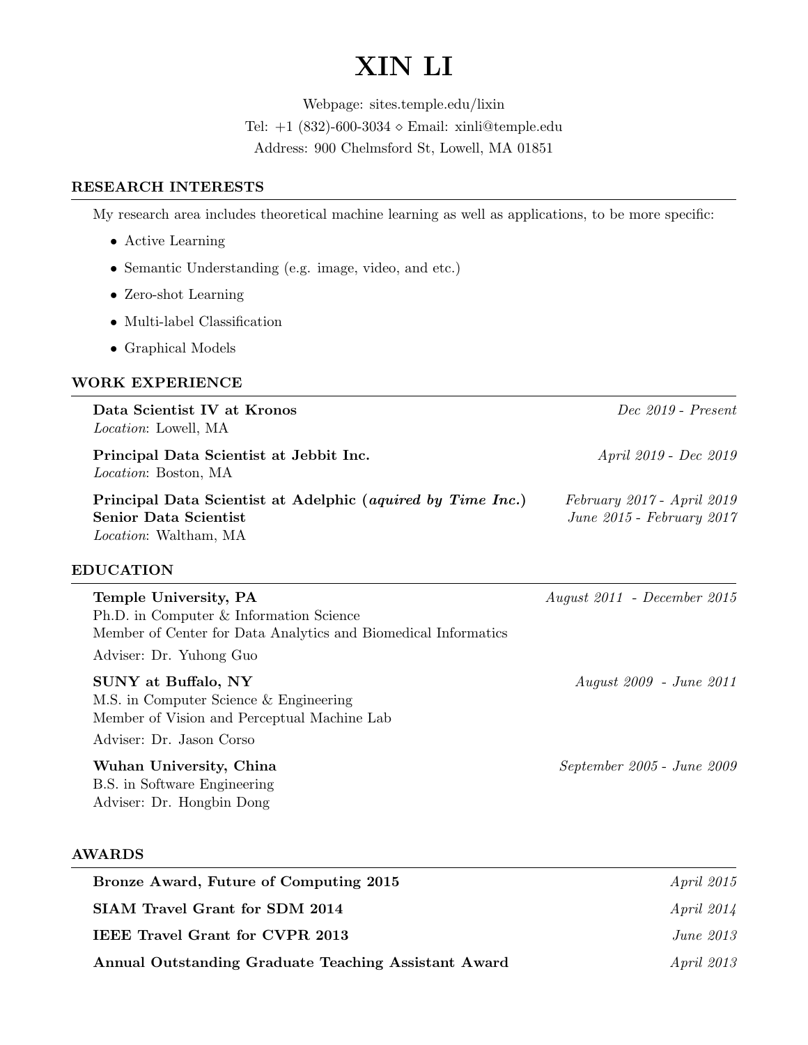# XIN LI

Webpage: sites.temple.edu/lixin

Tel: +1 (832)-600-3034 ⋄ Email: xinli@temple.edu

Address: 900 Chelmsford St, Lowell, MA 01851

## RESEARCH INTERESTS

My research area includes theoretical machine learning as well as applications, to be more specific:

- Active Learning
- Semantic Understanding (e.g. image, video, and etc.)
- Zero-shot Learning
- Multi-label Classification
- Graphical Models

## WORK EXPERIENCE

**Data Scientist IV at Kronos** — *Dec 2019 - Present*
*Location*: Lowell, MA

**Principal Data Scientist at Jebbit Inc.** — *April 2019 - Dec 2019*
*Location*: Boston, MA

**Principal Data Scientist at Adelphic (*aquired by Time Inc.*)** — *February 2017 - April 2019*
**Senior Data Scientist** — *June 2015 - February 2017*
*Location*: Waltham, MA

## EDUCATION

**Temple University, PA** — *August 2011 - December 2015*
Ph.D. in Computer & Information Science
Member of Center for Data Analytics and Biomedical Informatics
Adviser: Dr. Yuhong Guo

**SUNY at Buffalo, NY** — *August 2009 - June 2011*
M.S. in Computer Science & Engineering
Member of Vision and Perceptual Machine Lab
Adviser: Dr. Jason Corso

**Wuhan University, China** — *September 2005 - June 2009*
B.S. in Software Engineering
Adviser: Dr. Hongbin Dong

## AWARDS

**Bronze Award, Future of Computing 2015** — *April 2015*

**SIAM Travel Grant for SDM 2014** — *April 2014*

**IEEE Travel Grant for CVPR 2013** — *June 2013*

**Annual Outstanding Graduate Teaching Assistant Award** — *April 2013*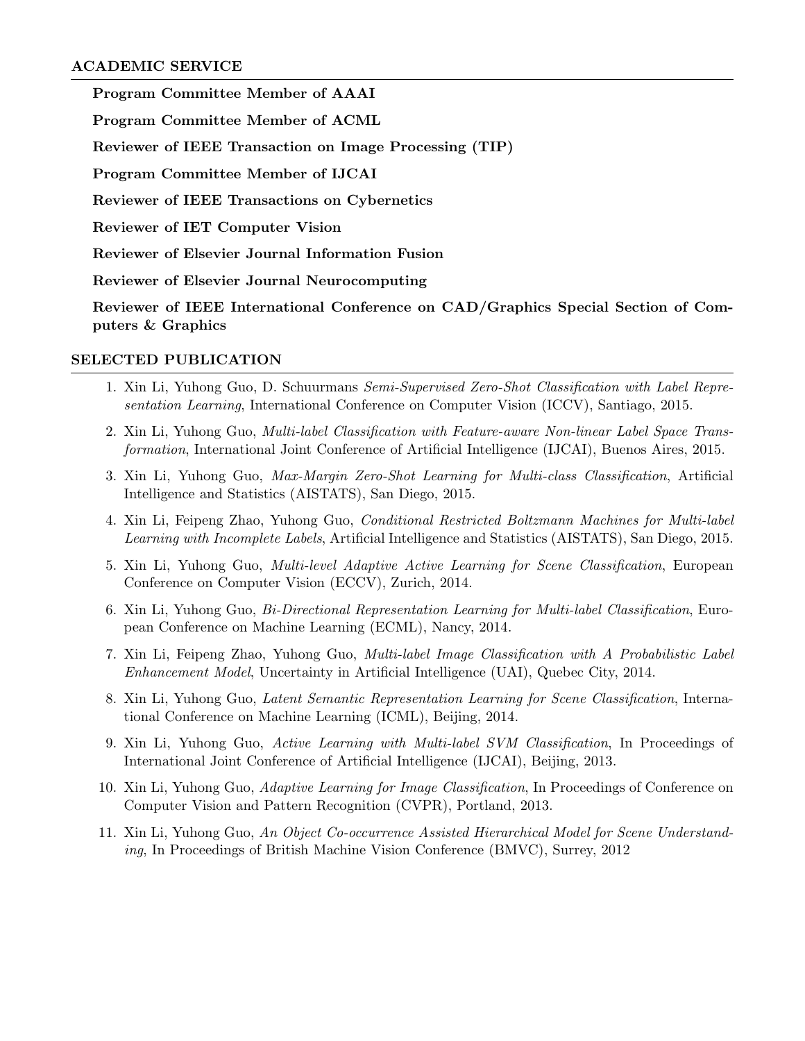## ACADEMIC SERVICE

**Program Committee Member of AAAI**

**Program Committee Member of ACML**

**Reviewer of IEEE Transaction on Image Processing (TIP)**

**Program Committee Member of IJCAI**

**Reviewer of IEEE Transactions on Cybernetics**

**Reviewer of IET Computer Vision**

**Reviewer of Elsevier Journal Information Fusion**

**Reviewer of Elsevier Journal Neurocomputing**

**Reviewer of IEEE International Conference on CAD/Graphics Special Section of Computers & Graphics**

## SELECTED PUBLICATION

1. Xin Li, Yuhong Guo, D. Schuurmans *Semi-Supervised Zero-Shot Classification with Label Representation Learning*, International Conference on Computer Vision (ICCV), Santiago, 2015.
2. Xin Li, Yuhong Guo, *Multi-label Classification with Feature-aware Non-linear Label Space Transformation*, International Joint Conference of Artificial Intelligence (IJCAI), Buenos Aires, 2015.
3. Xin Li, Yuhong Guo, *Max-Margin Zero-Shot Learning for Multi-class Classification*, Artificial Intelligence and Statistics (AISTATS), San Diego, 2015.
4. Xin Li, Feipeng Zhao, Yuhong Guo, *Conditional Restricted Boltzmann Machines for Multi-label Learning with Incomplete Labels*, Artificial Intelligence and Statistics (AISTATS), San Diego, 2015.
5. Xin Li, Yuhong Guo, *Multi-level Adaptive Active Learning for Scene Classification*, European Conference on Computer Vision (ECCV), Zurich, 2014.
6. Xin Li, Yuhong Guo, *Bi-Directional Representation Learning for Multi-label Classification*, European Conference on Machine Learning (ECML), Nancy, 2014.
7. Xin Li, Feipeng Zhao, Yuhong Guo, *Multi-label Image Classification with A Probabilistic Label Enhancement Model*, Uncertainty in Artificial Intelligence (UAI), Quebec City, 2014.
8. Xin Li, Yuhong Guo, *Latent Semantic Representation Learning for Scene Classification*, International Conference on Machine Learning (ICML), Beijing, 2014.
9. Xin Li, Yuhong Guo, *Active Learning with Multi-label SVM Classification*, In Proceedings of International Joint Conference of Artificial Intelligence (IJCAI), Beijing, 2013.
10. Xin Li, Yuhong Guo, *Adaptive Learning for Image Classification*, In Proceedings of Conference on Computer Vision and Pattern Recognition (CVPR), Portland, 2013.
11. Xin Li, Yuhong Guo, *An Object Co-occurrence Assisted Hierarchical Model for Scene Understanding*, In Proceedings of British Machine Vision Conference (BMVC), Surrey, 2012